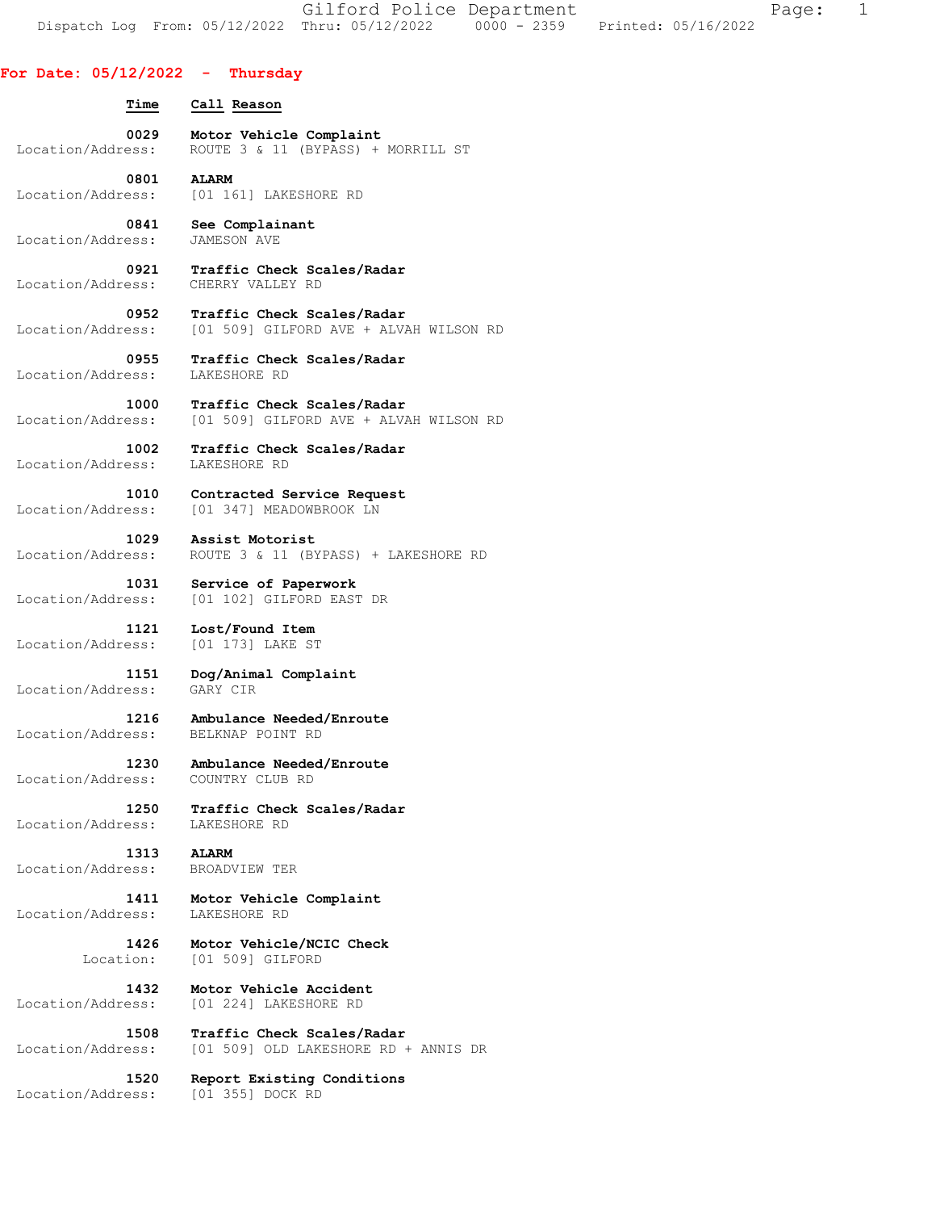# Gilford Police Department

Dispatch Log From: 05/12/2022 Thru: 05/12/2022 0000 - 2359 Printed: 05/16/2022

## For Date: 05/12/2022 - Thursday

| Time | Call Reason |
|---|---|
| 0029 | **Motor Vehicle Complaint** |
| Location/Address: | ROUTE 3 & 11 (BYPASS) + MORRILL ST |
| 0801 | **ALARM** |
| Location/Address: | [01 161] LAKESHORE RD |
| 0841 | **See Complainant** |
| Location/Address: | JAMESON AVE |
| 0921 | **Traffic Check Scales/Radar** |
| Location/Address: | CHERRY VALLEY RD |
| 0952 | **Traffic Check Scales/Radar** |
| Location/Address: | [01 509] GILFORD AVE + ALVAH WILSON RD |
| 0955 | **Traffic Check Scales/Radar** |
| Location/Address: | LAKESHORE RD |
| 1000 | **Traffic Check Scales/Radar** |
| Location/Address: | [01 509] GILFORD AVE + ALVAH WILSON RD |
| 1002 | **Traffic Check Scales/Radar** |
| Location/Address: | LAKESHORE RD |
| 1010 | **Contracted Service Request** |
| Location/Address: | [01 347] MEADOWBROOK LN |
| 1029 | **Assist Motorist** |
| Location/Address: | ROUTE 3 & 11 (BYPASS) + LAKESHORE RD |
| 1031 | **Service of Paperwork** |
| Location/Address: | [01 102] GILFORD EAST DR |
| 1121 | **Lost/Found Item** |
| Location/Address: | [01 173] LAKE ST |
| 1151 | **Dog/Animal Complaint** |
| Location/Address: | GARY CIR |
| 1216 | **Ambulance Needed/Enroute** |
| Location/Address: | BELKNAP POINT RD |
| 1230 | **Ambulance Needed/Enroute** |
| Location/Address: | COUNTRY CLUB RD |
| 1250 | **Traffic Check Scales/Radar** |
| Location/Address: | LAKESHORE RD |
| 1313 | **ALARM** |
| Location/Address: | BROADVIEW TER |
| 1411 | **Motor Vehicle Complaint** |
| Location/Address: | LAKESHORE RD |
| 1426 | **Motor Vehicle/NCIC Check** |
| Location: | [01 509] GILFORD |
| 1432 | **Motor Vehicle Accident** |
| Location/Address: | [01 224] LAKESHORE RD |
| 1508 | **Traffic Check Scales/Radar** |
| Location/Address: | [01 509] OLD LAKESHORE RD + ANNIS DR |
| 1520 | **Report Existing Conditions** |
| Location/Address: | [01 355] DOCK RD |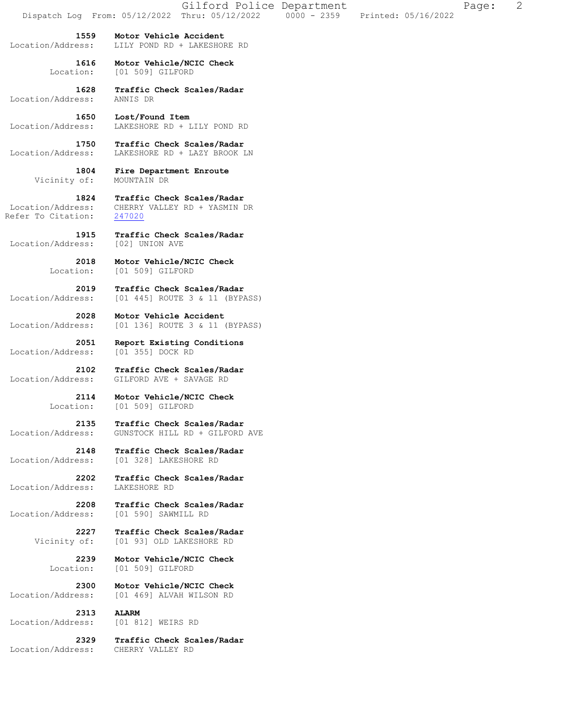**1559** **Motor Vehicle Accident**
Location/Address: LILY POND RD + LAKESHORE RD

**1616** **Motor Vehicle/NCIC Check**
Location: [01 509] GILFORD

**1628** **Traffic Check Scales/Radar**
Location/Address: ANNIS DR

**1650** **Lost/Found Item**
Location/Address: LAKESHORE RD + LILY POND RD

**1750** **Traffic Check Scales/Radar**
Location/Address: LAKESHORE RD + LAZY BROOK LN

**1804** **Fire Department Enroute**
Vicinity of: MOUNTAIN DR

**1824** **Traffic Check Scales/Radar**
Location/Address: CHERRY VALLEY RD + YASMIN DR
Refer To Citation: 247020

**1915** **Traffic Check Scales/Radar**
Location/Address: [02] UNION AVE

**2018** **Motor Vehicle/NCIC Check**
Location: [01 509] GILFORD

**2019** **Traffic Check Scales/Radar**
Location/Address: [01 445] ROUTE 3 & 11 (BYPASS)

**2028** **Motor Vehicle Accident**
Location/Address: [01 136] ROUTE 3 & 11 (BYPASS)

**2051** **Report Existing Conditions**
Location/Address: [01 355] DOCK RD

**2102** **Traffic Check Scales/Radar**
Location/Address: GILFORD AVE + SAVAGE RD

**2114** **Motor Vehicle/NCIC Check**
Location: [01 509] GILFORD

**2135** **Traffic Check Scales/Radar**
Location/Address: GUNSTOCK HILL RD + GILFORD AVE

**2148** **Traffic Check Scales/Radar**
Location/Address: [01 328] LAKESHORE RD

**2202** **Traffic Check Scales/Radar**
Location/Address: LAKESHORE RD

**2208** **Traffic Check Scales/Radar**
Location/Address: [01 590] SAWMILL RD

**2227** **Traffic Check Scales/Radar**
Vicinity of: [01 93] OLD LAKESHORE RD

**2239** **Motor Vehicle/NCIC Check**
Location: [01 509] GILFORD

**2300** **Motor Vehicle/NCIC Check**
Location/Address: [01 469] ALVAH WILSON RD

**2313** **ALARM**
Location/Address: [01 812] WEIRS RD

**2329** **Traffic Check Scales/Radar**
Location/Address: CHERRY VALLEY RD